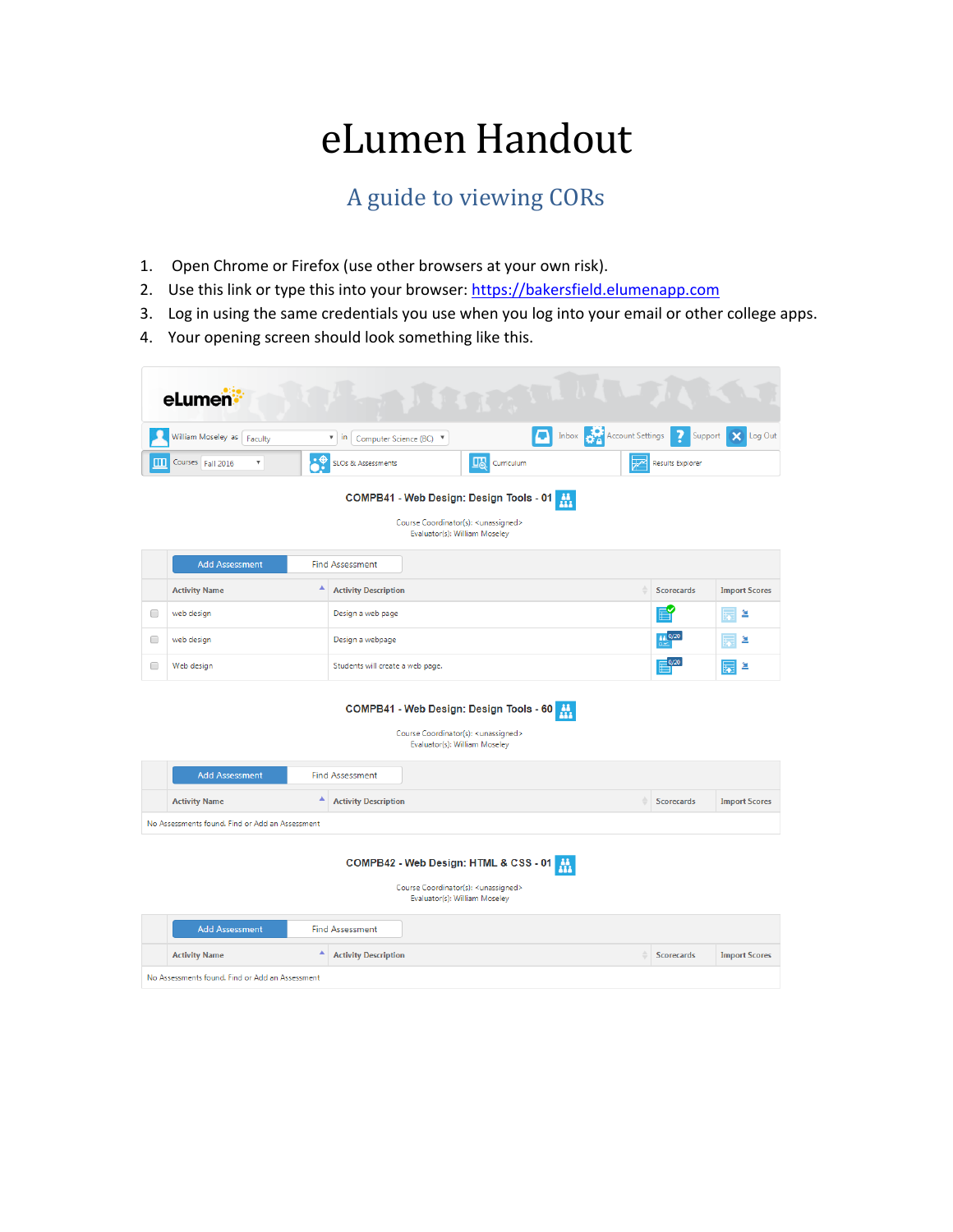# eLumen Handout

## A guide to viewing CORs

1. Open Chrome or Firefox (use other browsers at your own risk).
2. Use this link or type this into your browser: https://bakersfield.elumenapp.com
3. Log in using the same credentials you use when you log into your email or other college apps.
4. Your opening screen should look something like this.

eLumen

William Moseley as Faculty in Computer Science (BC) | Inbox | Account Settings | Support | Log Out

Courses Fall 2016 | SLOs & Assessments | Curriculum | Results Explorer

**COMPB41 - Web Design: Design Tools - 01**

Course Coordinator(s): <unassigned>
Evaluator(s): William Moseley

Add Assessment | Find Assessment

| | Activity Name | Activity Description | Scorecards | Import Scores |
|---|---|---|---|---|
| | web design | Design a web page | | |
| | web design | Design a webpage | 0/20 | |
| | Web design | Students will create a web page. | 0/20 | |

**COMPB41 - Web Design: Design Tools - 60**

Course Coordinator(s): <unassigned>
Evaluator(s): William Moseley

Add Assessment | Find Assessment

| Activity Name | Activity Description | Scorecards | Import Scores |
|---|---|---|---|
| No Assessments found. Find or Add an Assessment | | | |

**COMPB42 - Web Design: HTML & CSS - 01**

Course Coordinator(s): <unassigned>
Evaluator(s): William Moseley

Add Assessment | Find Assessment

| Activity Name | Activity Description | Scorecards | Import Scores |
|---|---|---|---|
| No Assessments found. Find or Add an Assessment | | | |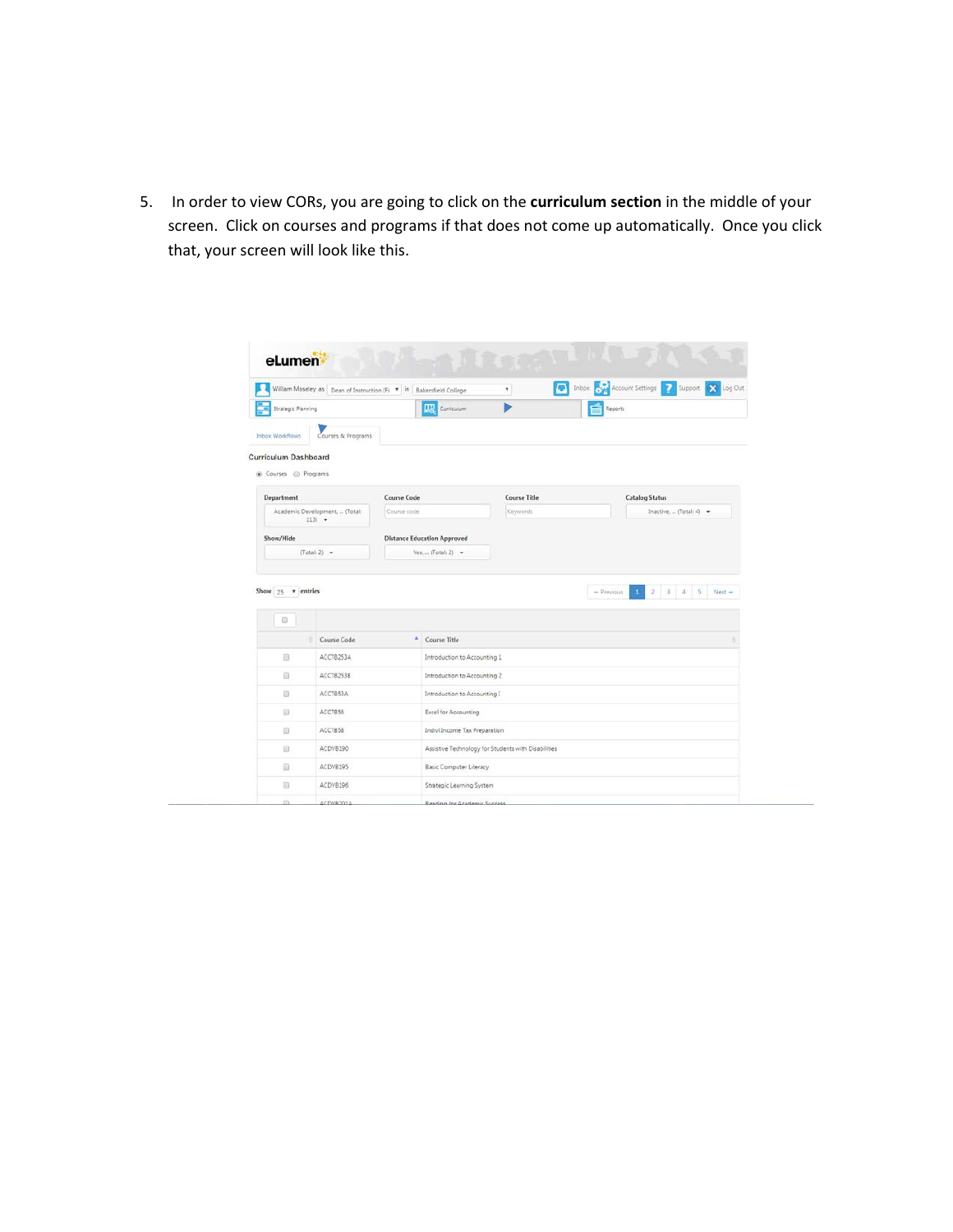5. In order to view CORs, you are going to click on the **curriculum section** in the middle of your screen. Click on courses and programs if that does not come up automatically. Once you click that, your screen will look like this.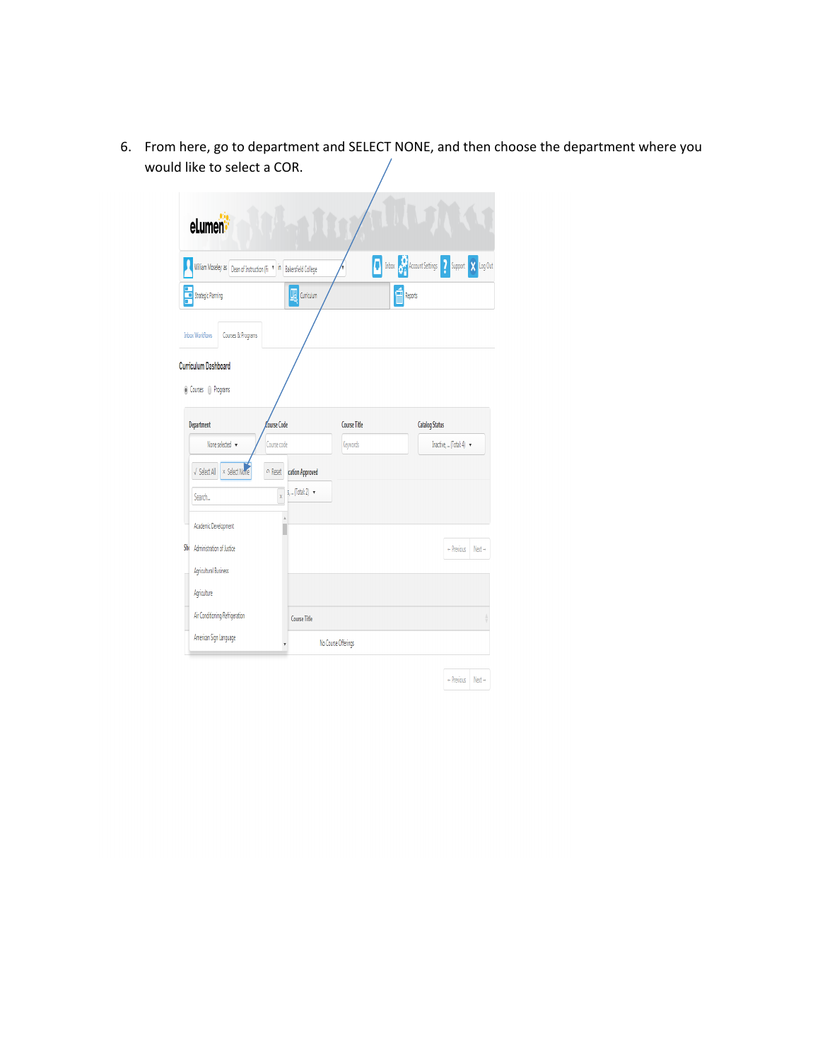6. From here, go to department and SELECT NONE, and then choose the department where you would like to select a COR.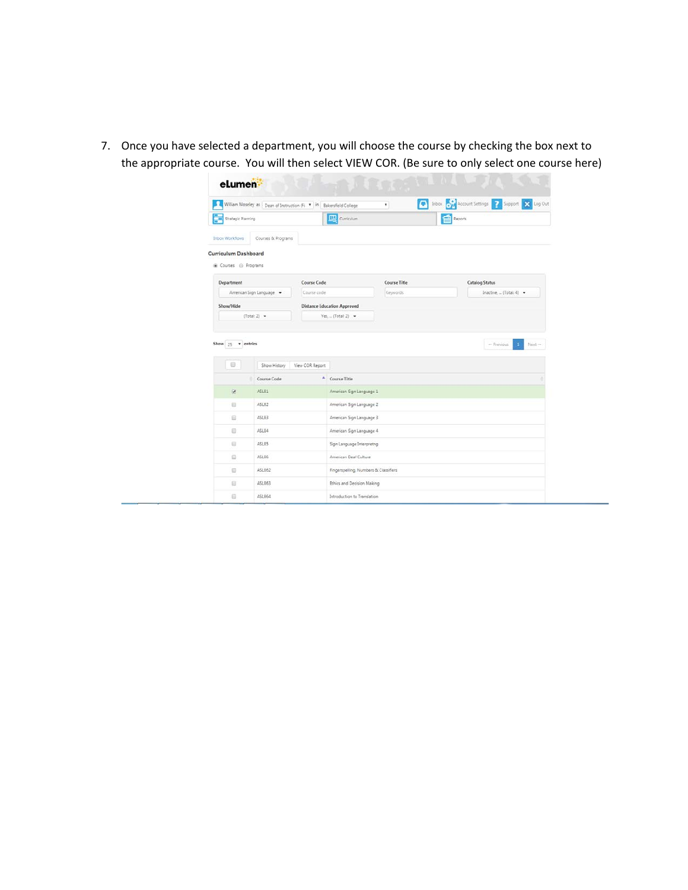7. Once you have selected a department, you will choose the course by checking the box next to the appropriate course. You will then select VIEW COR. (Be sure to only select one course here)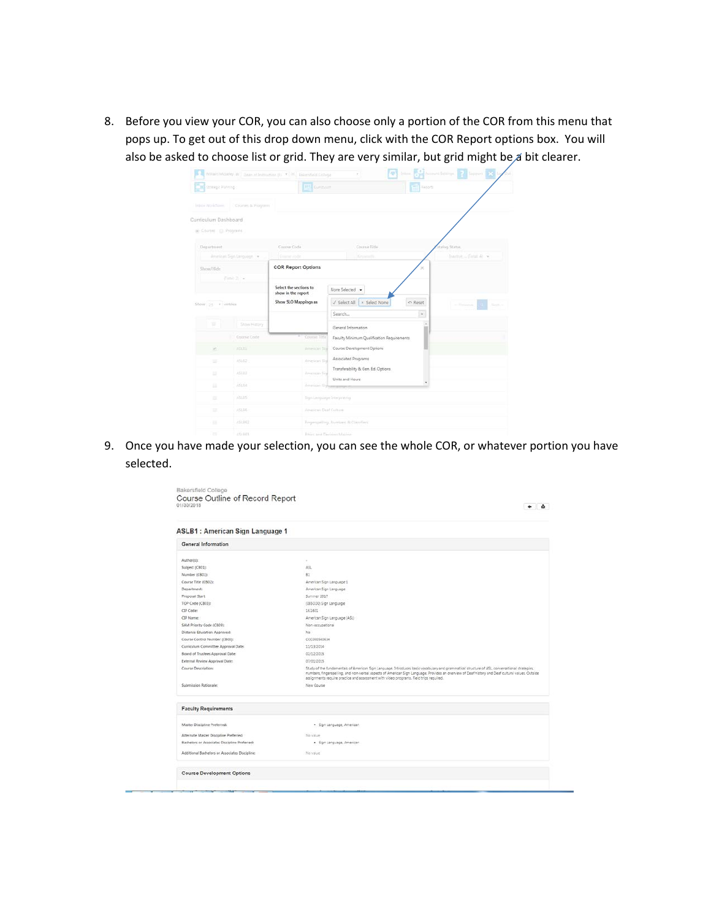8. Before you view your COR, you can also choose only a portion of the COR from this menu that pops up. To get out of this drop down menu, click with the COR Report options box. You will also be asked to choose list or grid. They are very similar, but grid might be a bit clearer.

9. Once you have made your selection, you can see the whole COR, or whatever portion you have selected.